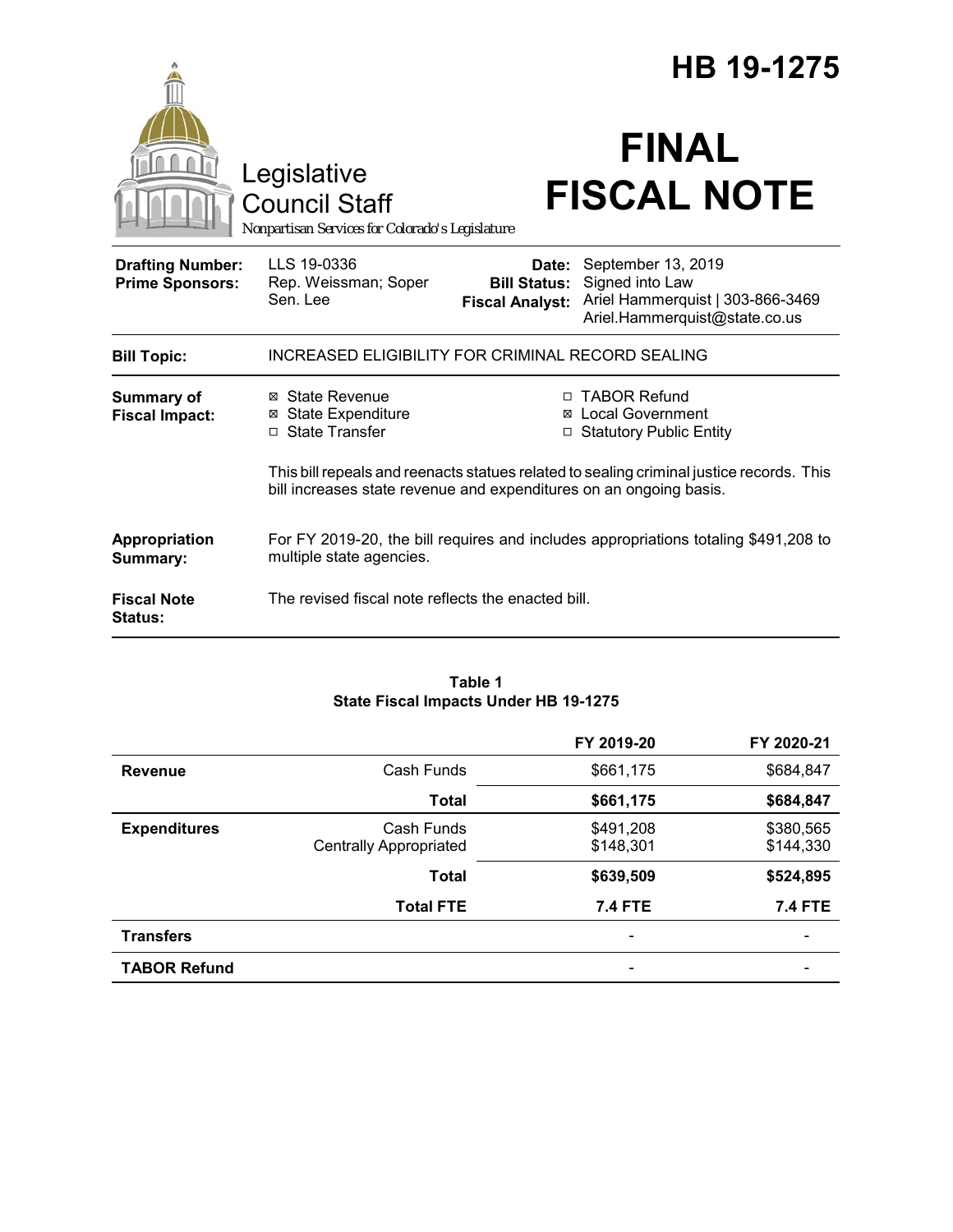# HB 19-1275

Legislative Council Staff

*Nonpartisan Services for Colorado's Legislature*

# FINAL FISCAL NOTE

| | | | |
|---|---|---|---|
| **Drafting Number:** | LLS 19-0336 | **Date:** | September 13, 2019 |
| **Prime Sponsors:** | Rep. Weissman; Soper<br>Sen. Lee | **Bill Status:** | Signed into Law |
| | | **Fiscal Analyst:** | Ariel Hammerquist \| 303-866-3469<br>Ariel.Hammerquist@state.co.us |

**Bill Topic:** INCREASED ELIGIBILITY FOR CRIMINAL RECORD SEALING

**Summary of Fiscal Impact:**

- ☒ State Revenue
- ☒ State Expenditure
- ☐ State Transfer
- ☐ TABOR Refund
- ☒ Local Government
- ☐ Statutory Public Entity

This bill repeals and reenacts statues related to sealing criminal justice records. This bill increases state revenue and expenditures on an ongoing basis.

**Appropriation Summary:** For FY 2019-20, the bill requires and includes appropriations totaling $491,208 to multiple state agencies.

**Fiscal Note Status:** The revised fiscal note reflects the enacted bill.

**Table 1**
**State Fiscal Impacts Under HB 19-1275**

| | | FY 2019-20 | FY 2020-21 |
|---|---|---|---|
| **Revenue** | Cash Funds | $661,175 | $684,847 |
| | **Total** | **$661,175** | **$684,847** |
| **Expenditures** | Cash Funds<br>Centrally Appropriated | $491,208<br>$148,301 | $380,565<br>$144,330 |
| | **Total** | **$639,509** | **$524,895** |
| | **Total FTE** | **7.4 FTE** | **7.4 FTE** |
| **Transfers** | | - | - |
| **TABOR Refund** | | - | - |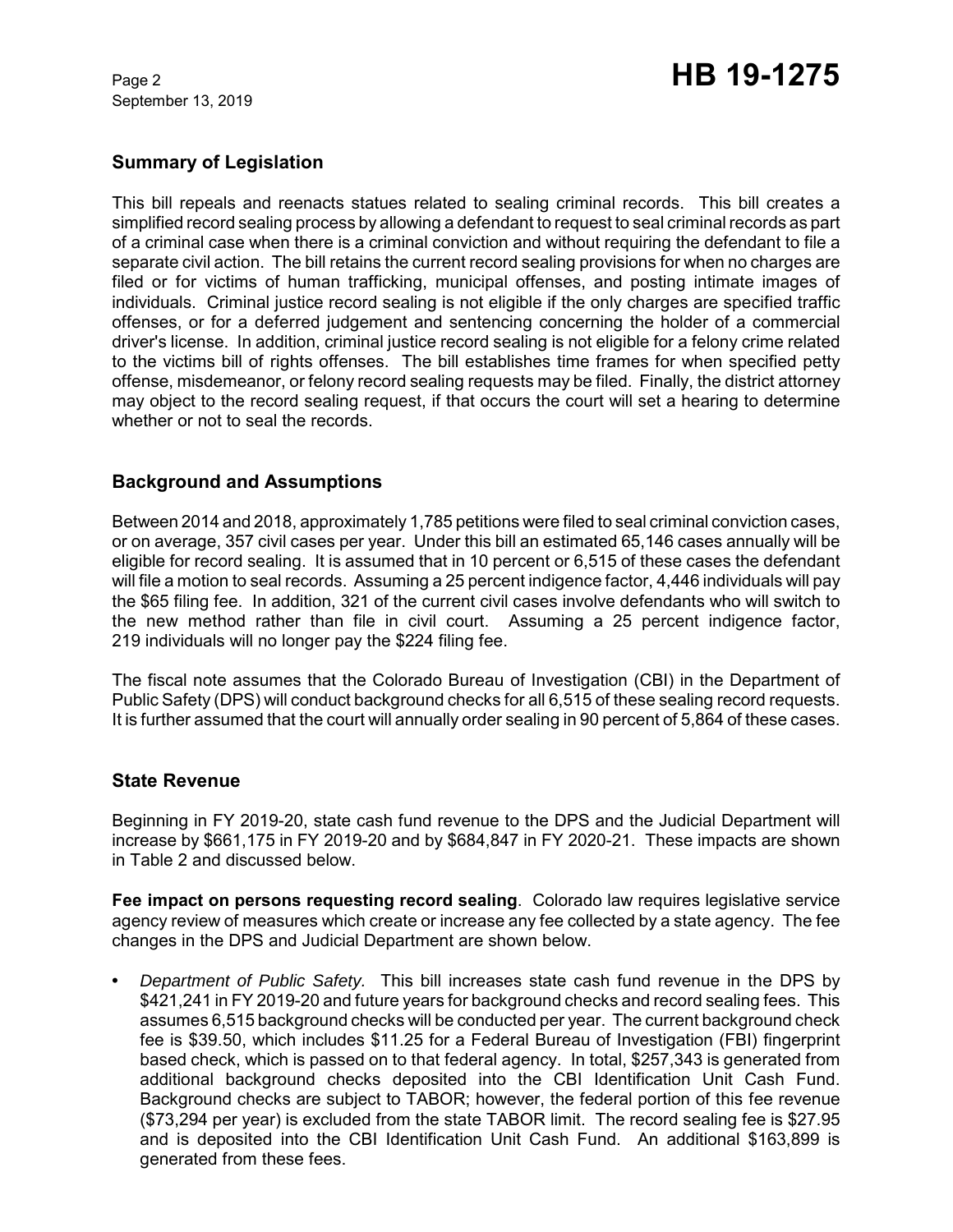## Summary of Legislation

This bill repeals and reenacts statues related to sealing criminal records. This bill creates a simplified record sealing process by allowing a defendant to request to seal criminal records as part of a criminal case when there is a criminal conviction and without requiring the defendant to file a separate civil action. The bill retains the current record sealing provisions for when no charges are filed or for victims of human trafficking, municipal offenses, and posting intimate images of individuals. Criminal justice record sealing is not eligible if the only charges are specified traffic offenses, or for a deferred judgement and sentencing concerning the holder of a commercial driver's license. In addition, criminal justice record sealing is not eligible for a felony crime related to the victims bill of rights offenses. The bill establishes time frames for when specified petty offense, misdemeanor, or felony record sealing requests may be filed. Finally, the district attorney may object to the record sealing request, if that occurs the court will set a hearing to determine whether or not to seal the records.

## Background and Assumptions

Between 2014 and 2018, approximately 1,785 petitions were filed to seal criminal conviction cases, or on average, 357 civil cases per year. Under this bill an estimated 65,146 cases annually will be eligible for record sealing. It is assumed that in 10 percent or 6,515 of these cases the defendant will file a motion to seal records. Assuming a 25 percent indigence factor, 4,446 individuals will pay the $65 filing fee. In addition, 321 of the current civil cases involve defendants who will switch to the new method rather than file in civil court. Assuming a 25 percent indigence factor, 219 individuals will no longer pay the $224 filing fee.

The fiscal note assumes that the Colorado Bureau of Investigation (CBI) in the Department of Public Safety (DPS) will conduct background checks for all 6,515 of these sealing record requests. It is further assumed that the court will annually order sealing in 90 percent of 5,864 of these cases.

## State Revenue

Beginning in FY 2019-20, state cash fund revenue to the DPS and the Judicial Department will increase by $661,175 in FY 2019-20 and by $684,847 in FY 2020-21. These impacts are shown in Table 2 and discussed below.

**Fee impact on persons requesting record sealing**. Colorado law requires legislative service agency review of measures which create or increase any fee collected by a state agency. The fee changes in the DPS and Judicial Department are shown below.

- *Department of Public Safety.* This bill increases state cash fund revenue in the DPS by $421,241 in FY 2019-20 and future years for background checks and record sealing fees. This assumes 6,515 background checks will be conducted per year. The current background check fee is $39.50, which includes $11.25 for a Federal Bureau of Investigation (FBI) fingerprint based check, which is passed on to that federal agency. In total, $257,343 is generated from additional background checks deposited into the CBI Identification Unit Cash Fund. Background checks are subject to TABOR; however, the federal portion of this fee revenue ($73,294 per year) is excluded from the state TABOR limit. The record sealing fee is $27.95 and is deposited into the CBI Identification Unit Cash Fund. An additional $163,899 is generated from these fees.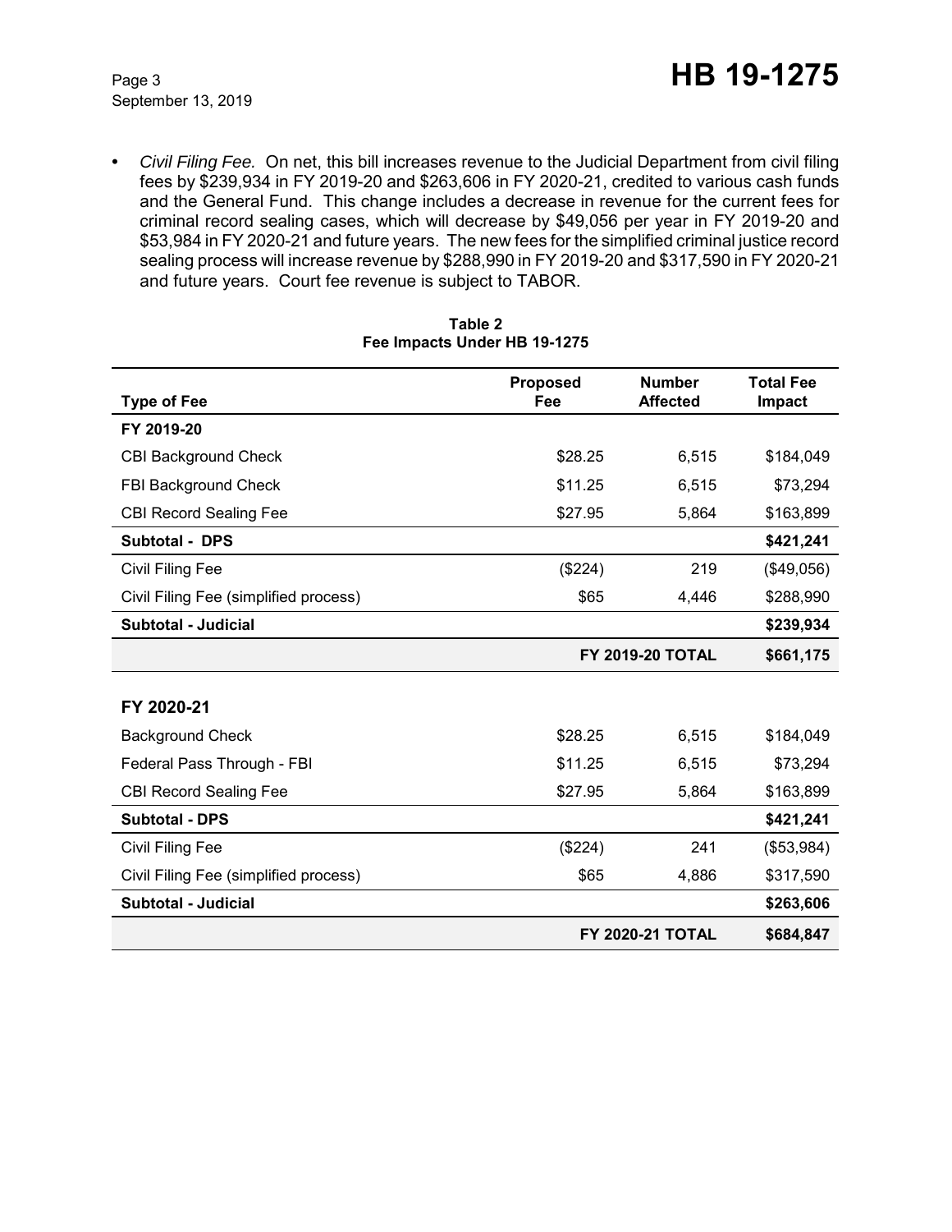- *Civil Filing Fee.* On net, this bill increases revenue to the Judicial Department from civil filing fees by $239,934 in FY 2019-20 and $263,606 in FY 2020-21, credited to various cash funds and the General Fund. This change includes a decrease in revenue for the current fees for criminal record sealing cases, which will decrease by $49,056 per year in FY 2019-20 and $53,984 in FY 2020-21 and future years. The new fees for the simplified criminal justice record sealing process will increase revenue by $288,990 in FY 2019-20 and $317,590 in FY 2020-21 and future years. Court fee revenue is subject to TABOR.

**Table 2**
**Fee Impacts Under HB 19-1275**

| Type of Fee | Proposed Fee | Number Affected | Total Fee Impact |
|---|---|---|---|
| **FY 2019-20** | | | |
| CBI Background Check | $28.25 | 6,515 | $184,049 |
| FBI Background Check | $11.25 | 6,515 | $73,294 |
| CBI Record Sealing Fee | $27.95 | 5,864 | $163,899 |
| **Subtotal - DPS** | | | **$421,241** |
| Civil Filing Fee | ($224) | 219 | ($49,056) |
| Civil Filing Fee (simplified process) | $65 | 4,446 | $288,990 |
| **Subtotal - Judicial** | | | **$239,934** |
| | | **FY 2019-20 TOTAL** | **$661,175** |
| **FY 2020-21** | | | |
| Background Check | $28.25 | 6,515 | $184,049 |
| Federal Pass Through - FBI | $11.25 | 6,515 | $73,294 |
| CBI Record Sealing Fee | $27.95 | 5,864 | $163,899 |
| **Subtotal - DPS** | | | **$421,241** |
| Civil Filing Fee | ($224) | 241 | ($53,984) |
| Civil Filing Fee (simplified process) | $65 | 4,886 | $317,590 |
| **Subtotal - Judicial** | | | **$263,606** |
| | | **FY 2020-21 TOTAL** | **$684,847** |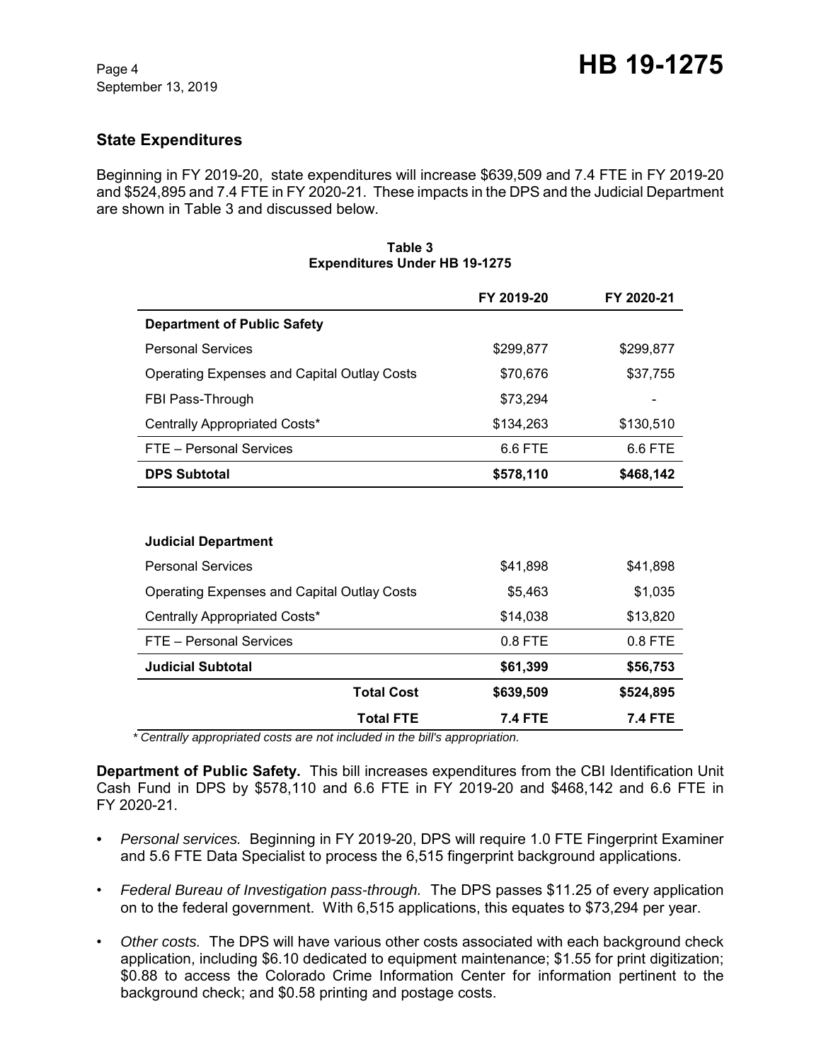## State Expenditures

Beginning in FY 2019-20, state expenditures will increase $639,509 and 7.4 FTE in FY 2019-20 and $524,895 and 7.4 FTE in FY 2020-21. These impacts in the DPS and the Judicial Department are shown in Table 3 and discussed below.

**Table 3**
**Expenditures Under HB 19-1275**

| | FY 2019-20 | FY 2020-21 |
|---|---|---|
| **Department of Public Safety** | | |
| Personal Services | $299,877 | $299,877 |
| Operating Expenses and Capital Outlay Costs | $70,676 | $37,755 |
| FBI Pass-Through | $73,294 | - |
| Centrally Appropriated Costs* | $134,263 | $130,510 |
| FTE – Personal Services | 6.6 FTE | 6.6 FTE |
| **DPS Subtotal** | **$578,110** | **$468,142** |
| | | |
| **Judicial Department** | | |
| Personal Services | $41,898 | $41,898 |
| Operating Expenses and Capital Outlay Costs | $5,463 | $1,035 |
| Centrally Appropriated Costs* | $14,038 | $13,820 |
| FTE – Personal Services | 0.8 FTE | 0.8 FTE |
| **Judicial Subtotal** | **$61,399** | **$56,753** |
| **Total Cost** | **$639,509** | **$524,895** |
| **Total FTE** | **7.4 FTE** | **7.4 FTE** |

*\* Centrally appropriated costs are not included in the bill's appropriation.*

**Department of Public Safety.** This bill increases expenditures from the CBI Identification Unit Cash Fund in DPS by $578,110 and 6.6 FTE in FY 2019-20 and $468,142 and 6.6 FTE in FY 2020-21.

- *Personal services.* Beginning in FY 2019-20, DPS will require 1.0 FTE Fingerprint Examiner and 5.6 FTE Data Specialist to process the 6,515 fingerprint background applications.
- *Federal Bureau of Investigation pass-through.* The DPS passes $11.25 of every application on to the federal government. With 6,515 applications, this equates to $73,294 per year.
- *Other costs.* The DPS will have various other costs associated with each background check application, including $6.10 dedicated to equipment maintenance; $1.55 for print digitization; $0.88 to access the Colorado Crime Information Center for information pertinent to the background check; and $0.58 printing and postage costs.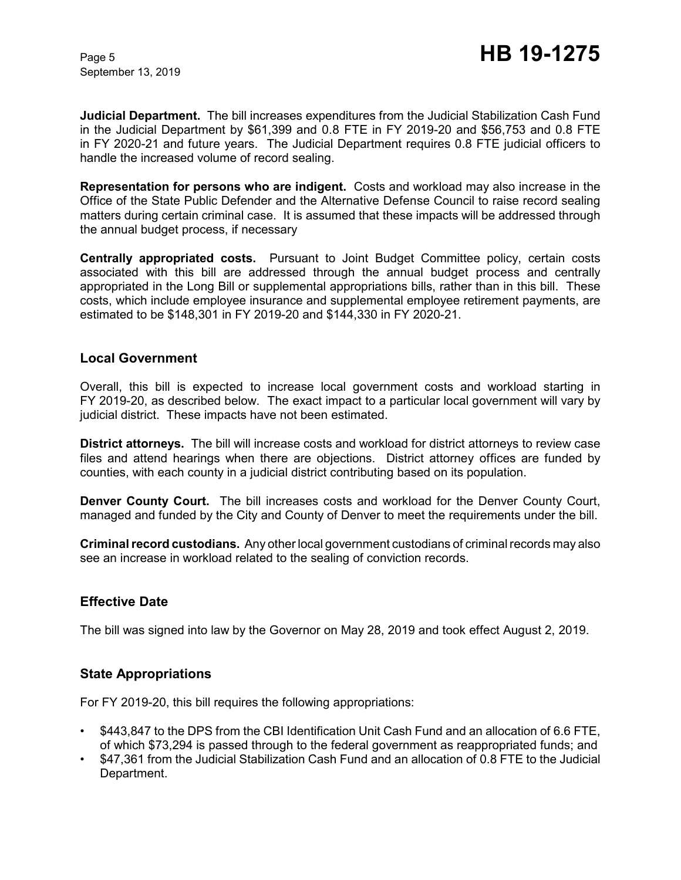**Judicial Department.** The bill increases expenditures from the Judicial Stabilization Cash Fund in the Judicial Department by $61,399 and 0.8 FTE in FY 2019-20 and $56,753 and 0.8 FTE in FY 2020-21 and future years. The Judicial Department requires 0.8 FTE judicial officers to handle the increased volume of record sealing.

**Representation for persons who are indigent.** Costs and workload may also increase in the Office of the State Public Defender and the Alternative Defense Council to raise record sealing matters during certain criminal case. It is assumed that these impacts will be addressed through the annual budget process, if necessary

**Centrally appropriated costs.** Pursuant to Joint Budget Committee policy, certain costs associated with this bill are addressed through the annual budget process and centrally appropriated in the Long Bill or supplemental appropriations bills, rather than in this bill. These costs, which include employee insurance and supplemental employee retirement payments, are estimated to be $148,301 in FY 2019-20 and $144,330 in FY 2020-21.

## Local Government

Overall, this bill is expected to increase local government costs and workload starting in FY 2019-20, as described below. The exact impact to a particular local government will vary by judicial district. These impacts have not been estimated.

**District attorneys.** The bill will increase costs and workload for district attorneys to review case files and attend hearings when there are objections. District attorney offices are funded by counties, with each county in a judicial district contributing based on its population.

**Denver County Court.** The bill increases costs and workload for the Denver County Court, managed and funded by the City and County of Denver to meet the requirements under the bill.

**Criminal record custodians.** Any other local government custodians of criminal records may also see an increase in workload related to the sealing of conviction records.

## Effective Date

The bill was signed into law by the Governor on May 28, 2019 and took effect August 2, 2019.

## State Appropriations

For FY 2019-20, this bill requires the following appropriations:

- $443,847 to the DPS from the CBI Identification Unit Cash Fund and an allocation of 6.6 FTE, of which $73,294 is passed through to the federal government as reappropriated funds; and
- $47,361 from the Judicial Stabilization Cash Fund and an allocation of 0.8 FTE to the Judicial Department.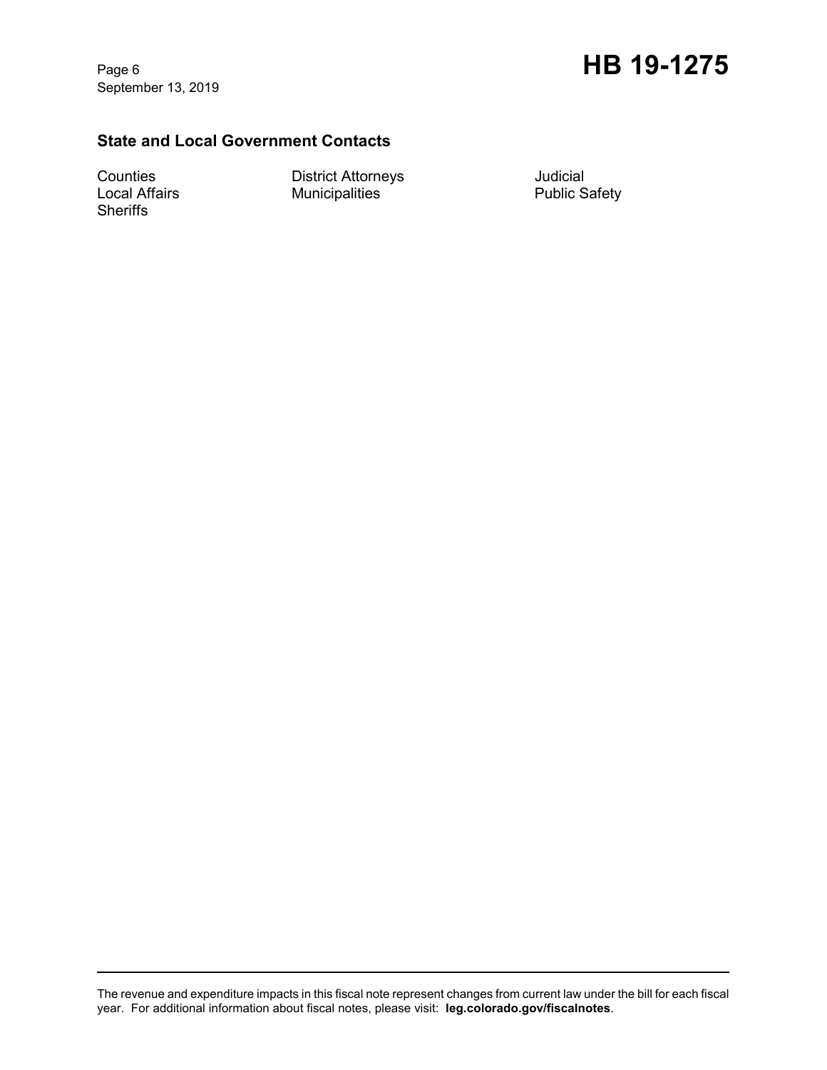## State and Local Government Contacts

| | | |
|---|---|---|
| Counties | District Attorneys | Judicial |
| Local Affairs | Municipalities | Public Safety |
| Sheriffs | | |

The revenue and expenditure impacts in this fiscal note represent changes from current law under the bill for each fiscal year. For additional information about fiscal notes, please visit: **leg.colorado.gov/fiscalnotes**.